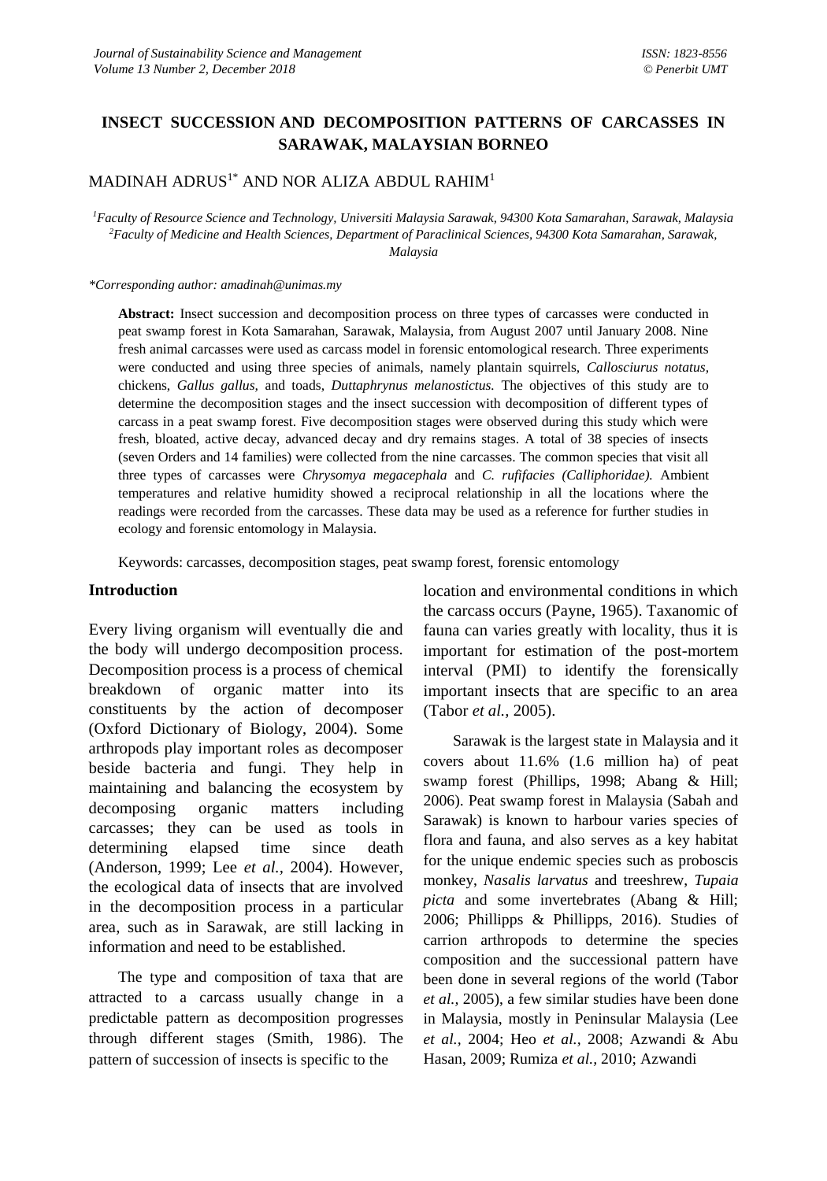# INSECT SUCCESSION AND DECOMPOSITION PATTERNS OF CARCASSES IN SARAWAK, MALAYSIAN BORNEO

MADINAH ADRUS[1*] AND NOR ALIZA ABDUL RAHIM[1]

[1]*Faculty of Resource Science and Technology, Universiti Malaysia Sarawak, 94300 Kota Samarahan, Sarawak, Malaysia*
[2]*Faculty of Medicine and Health Sciences, Department of Paraclinical Sciences, 94300 Kota Samarahan, Sarawak, Malaysia*

*\*Corresponding author: amadinah@unimas.my*

**Abstract:** Insect succession and decomposition process on three types of carcasses were conducted in peat swamp forest in Kota Samarahan, Sarawak, Malaysia, from August 2007 until January 2008. Nine fresh animal carcasses were used as carcass model in forensic entomological research. Three experiments were conducted and using three species of animals, namely plantain squirrels, *Callosciurus notatus*, chickens, *Gallus gallus*, and toads, *Duttaphrynus melanostictus.* The objectives of this study are to determine the decomposition stages and the insect succession with decomposition of different types of carcass in a peat swamp forest. Five decomposition stages were observed during this study which were fresh, bloated, active decay, advanced decay and dry remains stages. A total of 38 species of insects (seven Orders and 14 families) were collected from the nine carcasses. The common species that visit all three types of carcasses were *Chrysomya megacephala* and *C. rufifacies (Calliphoridae).* Ambient temperatures and relative humidity showed a reciprocal relationship in all the locations where the readings were recorded from the carcasses. These data may be used as a reference for further studies in ecology and forensic entomology in Malaysia.

Keywords: carcasses, decomposition stages, peat swamp forest, forensic entomology

## Introduction

Every living organism will eventually die and the body will undergo decomposition process. Decomposition process is a process of chemical breakdown of organic matter into its constituents by the action of decomposer (Oxford Dictionary of Biology, 2004). Some arthropods play important roles as decomposer beside bacteria and fungi. They help in maintaining and balancing the ecosystem by decomposing organic matters including carcasses; they can be used as tools in determining elapsed time since death (Anderson, 1999; Lee *et al.,* 2004). However, the ecological data of insects that are involved in the decomposition process in a particular area, such as in Sarawak, are still lacking in information and need to be established.

The type and composition of taxa that are attracted to a carcass usually change in a predictable pattern as decomposition progresses through different stages (Smith, 1986). The pattern of succession of insects is specific to the location and environmental conditions in which the carcass occurs (Payne, 1965). Taxanomic of fauna can varies greatly with locality, thus it is important for estimation of the post-mortem interval (PMI) to identify the forensically important insects that are specific to an area (Tabor *et al.,* 2005).

Sarawak is the largest state in Malaysia and it covers about 11.6% (1.6 million ha) of peat swamp forest (Phillips, 1998; Abang & Hill; 2006). Peat swamp forest in Malaysia (Sabah and Sarawak) is known to harbour varies species of flora and fauna, and also serves as a key habitat for the unique endemic species such as proboscis monkey, *Nasalis larvatus* and treeshrew, *Tupaia picta* and some invertebrates (Abang & Hill; 2006; Phillipps & Phillipps, 2016). Studies of carrion arthropods to determine the species composition and the successional pattern have been done in several regions of the world (Tabor *et al.,* 2005), a few similar studies have been done in Malaysia, mostly in Peninsular Malaysia (Lee *et al.,* 2004; Heo *et al.,* 2008; Azwandi & Abu Hasan, 2009; Rumiza *et al.,* 2010; Azwandi